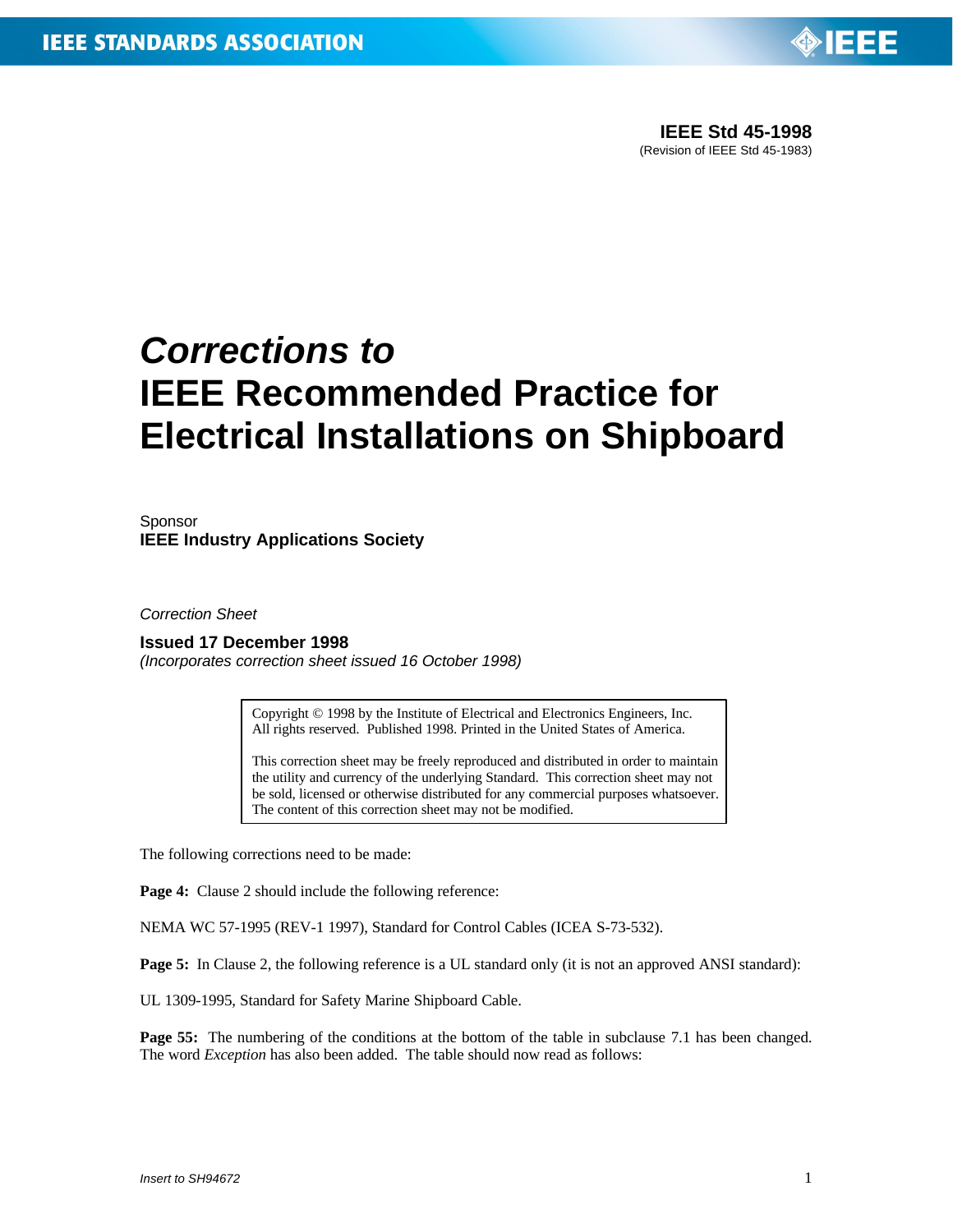**IEEE Std 45-1998**
(Revision of IEEE Std 45-1983)

# *Corrections to* IEEE Recommended Practice for Electrical Installations on Shipboard

Sponsor
**IEEE Industry Applications Society**

*Correction Sheet*

**Issued 17 December 1998**
*(Incorporates correction sheet issued 16 October 1998)*

> Copyright © 1998 by the Institute of Electrical and Electronics Engineers, Inc.
> All rights reserved. Published 1998. Printed in the United States of America.
>
> This correction sheet may be freely reproduced and distributed in order to maintain the utility and currency of the underlying Standard. This correction sheet may not be sold, licensed or otherwise distributed for any commercial purposes whatsoever. The content of this correction sheet may not be modified.

The following corrections need to be made:

**Page 4:** Clause 2 should include the following reference:

NEMA WC 57-1995 (REV-1 1997), Standard for Control Cables (ICEA S-73-532).

**Page 5:** In Clause 2, the following reference is a UL standard only (it is not an approved ANSI standard):

UL 1309-1995, Standard for Safety Marine Shipboard Cable.

**Page 55:** The numbering of the conditions at the bottom of the table in subclause 7.1 has been changed. The word *Exception* has also been added. The table should now read as follows:

*Insert to SH94672*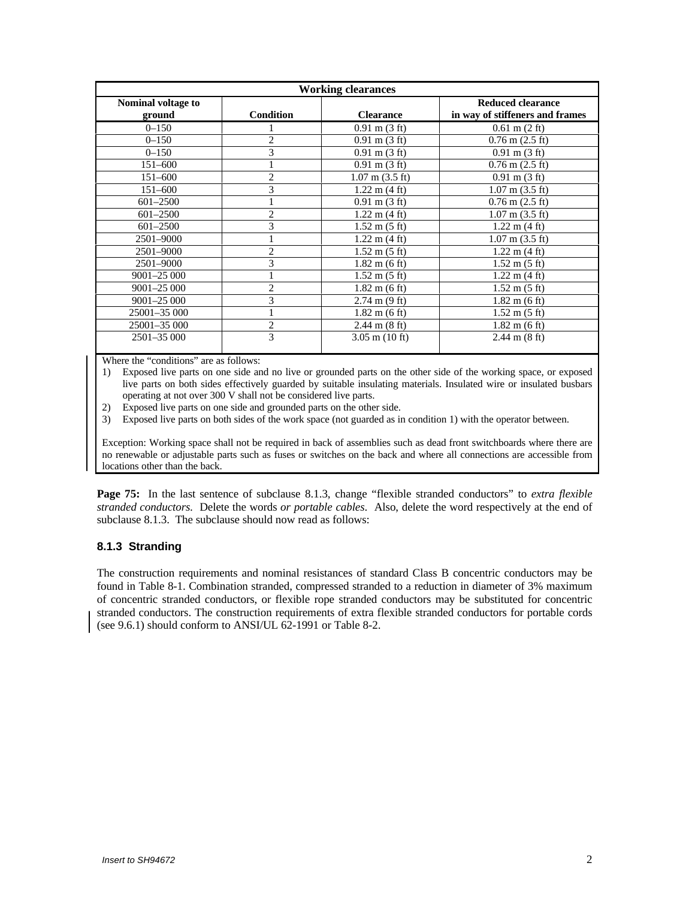| Working clearances | | | |
|---|---|---|---|
| Nominal voltage to ground | Condition | Clearance | Reduced clearance in way of stiffeners and frames |
| 0–150 | 1 | 0.91 m (3 ft) | 0.61 m (2 ft) |
| 0–150 | 2 | 0.91 m (3 ft) | 0.76 m (2.5 ft) |
| 0–150 | 3 | 0.91 m (3 ft) | 0.91 m (3 ft) |
| 151–600 | 1 | 0.91 m (3 ft) | 0.76 m (2.5 ft) |
| 151–600 | 2 | 1.07 m (3.5 ft) | 0.91 m (3 ft) |
| 151–600 | 3 | 1.22 m (4 ft) | 1.07 m (3.5 ft) |
| 601–2500 | 1 | 0.91 m (3 ft) | 0.76 m (2.5 ft) |
| 601–2500 | 2 | 1.22 m (4 ft) | 1.07 m (3.5 ft) |
| 601–2500 | 3 | 1.52 m (5 ft) | 1.22 m (4 ft) |
| 2501–9000 | 1 | 1.22 m (4 ft) | 1.07 m (3.5 ft) |
| 2501–9000 | 2 | 1.52 m (5 ft) | 1.22 m (4 ft) |
| 2501–9000 | 3 | 1.82 m (6 ft) | 1.52 m (5 ft) |
| 9001–25 000 | 1 | 1.52 m (5 ft) | 1.22 m (4 ft) |
| 9001–25 000 | 2 | 1.82 m (6 ft) | 1.52 m (5 ft) |
| 9001–25 000 | 3 | 2.74 m (9 ft) | 1.82 m (6 ft) |
| 25001–35 000 | 1 | 1.82 m (6 ft) | 1.52 m (5 ft) |
| 25001–35 000 | 2 | 2.44 m (8 ft) | 1.82 m (6 ft) |
| 2501–35 000 | 3 | 3.05 m (10 ft) | 2.44 m (8 ft) |

Where the "conditions" are as follows:

1) Exposed live parts on one side and no live or grounded parts on the other side of the working space, or exposed live parts on both sides effectively guarded by suitable insulating materials. Insulated wire or insulated busbars operating at not over 300 V shall not be considered live parts.
2) Exposed live parts on one side and grounded parts on the other side.
3) Exposed live parts on both sides of the work space (not guarded as in condition 1) with the operator between.

Exception: Working space shall not be required in back of assemblies such as dead front switchboards where there are no renewable or adjustable parts such as fuses or switches on the back and where all connections are accessible from locations other than the back.

**Page 75:** In the last sentence of subclause 8.1.3, change "flexible stranded conductors" to *extra flexible stranded conductors*. Delete the words *or portable cables*. Also, delete the word respectively at the end of subclause 8.1.3. The subclause should now read as follows:

### 8.1.3 Stranding

The construction requirements and nominal resistances of standard Class B concentric conductors may be found in Table 8-1. Combination stranded, compressed stranded to a reduction in diameter of 3% maximum of concentric stranded conductors, or flexible rope stranded conductors may be substituted for concentric stranded conductors. The construction requirements of extra flexible stranded conductors for portable cords (see 9.6.1) should conform to ANSI/UL 62-1991 or Table 8-2.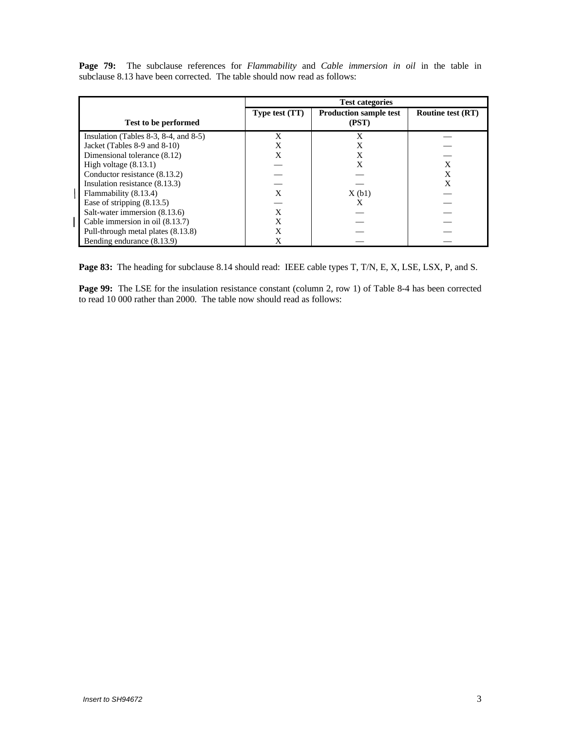**Page 79:** The subclause references for *Flammability* and *Cable immersion in oil* in the table in subclause 8.13 have been corrected. The table should now read as follows:

| Test to be performed | Test categories | | |
|---|---|---|---|
| | Type test (TT) | Production sample test (PST) | Routine test (RT) |
| Insulation (Tables 8-3, 8-4, and 8-5) | X | X | — |
| Jacket (Tables 8-9 and 8-10) | X | X | — |
| Dimensional tolerance (8.12) | X | X | — |
| High voltage (8.13.1) | — | X | X |
| Conductor resistance (8.13.2) | — | — | X |
| Insulation resistance (8.13.3) | — | — | X |
| Flammability (8.13.4) | X | X (b1) | — |
| Ease of stripping (8.13.5) | — | X | — |
| Salt-water immersion (8.13.6) | X | — | — |
| Cable immersion in oil (8.13.7) | X | — | — |
| Pull-through metal plates (8.13.8) | X | — | — |
| Bending endurance (8.13.9) | X | — | — |

**Page 83:** The heading for subclause 8.14 should read: IEEE cable types T, T/N, E, X, LSE, LSX, P, and S.

**Page 99:** The LSE for the insulation resistance constant (column 2, row 1) of Table 8-4 has been corrected to read 10 000 rather than 2000. The table now should read as follows: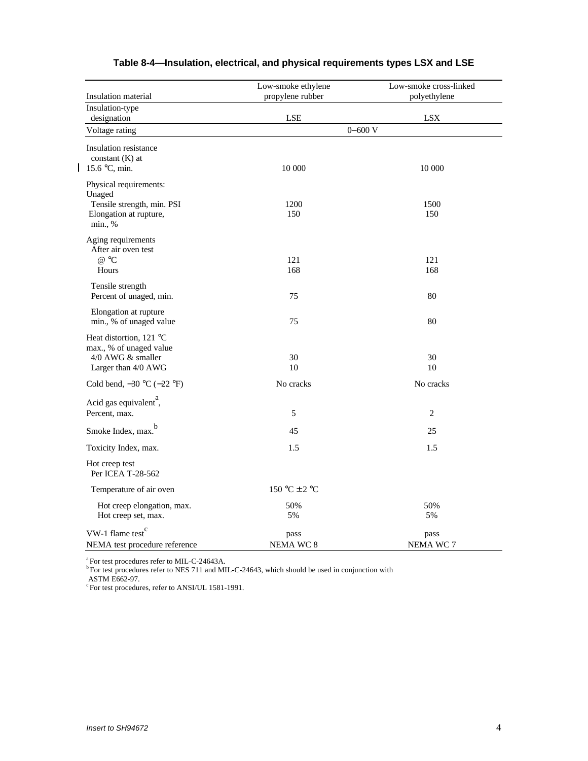**Table 8-4—Insulation, electrical, and physical requirements types LSX and LSE**

| Insulation material | Low-smoke ethylene propylene rubber | Low-smoke cross-linked polyethylene |
|---|---|---|
| Insulation-type designation | LSE | LSX |
| Voltage rating | 0–600 V | |
| Insulation resistance constant (K) at 15.6 °C, min. | 10 000 | 10 000 |
| Physical requirements: Unaged | | |
| Tensile strength, min. PSI | 1200 | 1500 |
| Elongation at rupture, min., % | 150 | 150 |
| Aging requirements After air oven test | | |
| @ °C | 121 | 121 |
| Hours | 168 | 168 |
| Tensile strength Percent of unaged, min. | 75 | 80 |
| Elongation at rupture min., % of unaged value | 75 | 80 |
| Heat distortion, 121 °C max., % of unaged value | | |
| 4/0 AWG & smaller | 30 | 30 |
| Larger than 4/0 AWG | 10 | 10 |
| Cold bend, −30 °C (−22 °F) | No cracks | No cracks |
| Acid gas equivalent[a], Percent, max. | 5 | 2 |
| Smoke Index, max.[b] | 45 | 25 |
| Toxicity Index, max. | 1.5 | 1.5 |
| Hot creep test Per ICEA T-28-562 | | |
| Temperature of air oven | 150 °C ± 2 °C | |
| Hot creep elongation, max. | 50% | 50% |
| Hot creep set, max. | 5% | 5% |
| VW-1 flame test[c] | pass | pass |
| NEMA test procedure reference | NEMA WC 8 | NEMA WC 7 |

[a] For test procedures refer to MIL-C-24643A.
[b] For test procedures refer to NES 711 and MIL-C-24643, which should be used in conjunction with ASTM E662-97.
[c] For test procedures, refer to ANSI/UL 1581-1991.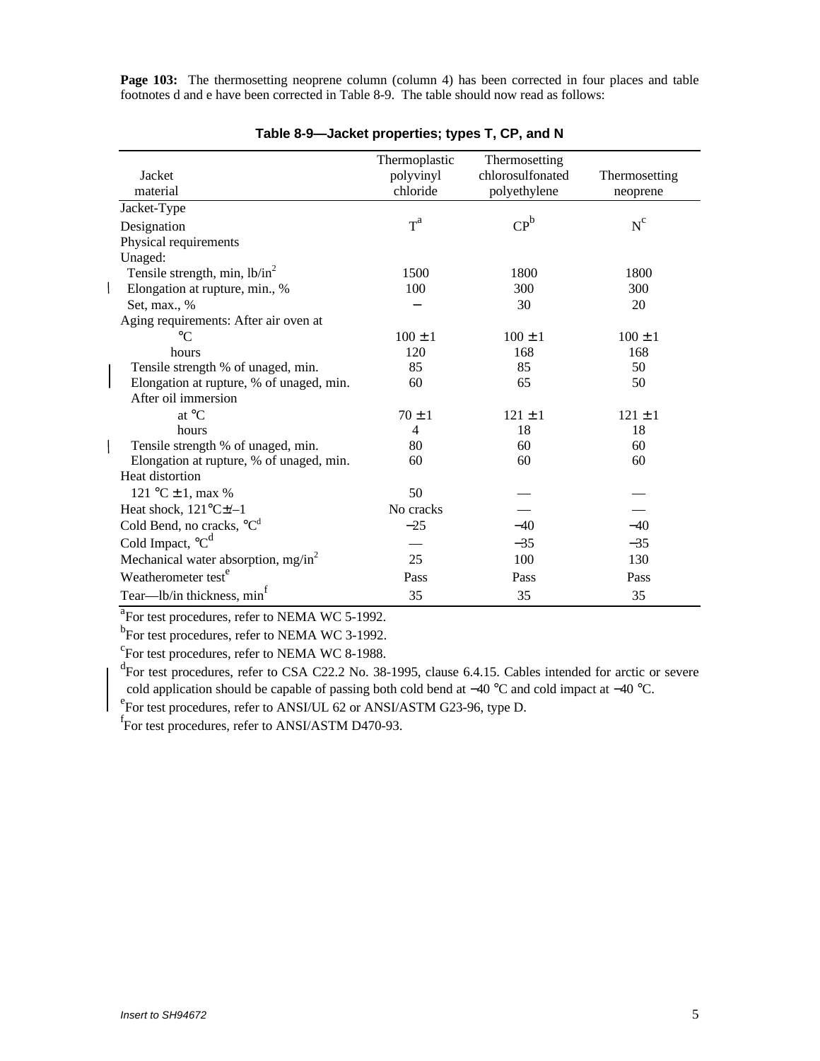**Page 103:** The thermosetting neoprene column (column 4) has been corrected in four places and table footnotes d and e have been corrected in Table 8-9. The table should now read as follows:

**Table 8-9—Jacket properties; types T, CP, and N**

| Jacket material | Thermoplastic polyvinyl chloride | Thermosetting chlorosulfonated polyethylene | Thermosetting neoprene |
|---|---|---|---|
| Jacket-Type | | | |
| Designation | T[a] | CP[b] | N[c] |
| Physical requirements | | | |
| Unaged: | | | |
| Tensile strength, min, lb/in$^2$ | 1500 | 1800 | 1800 |
| Elongation at rupture, min., % | 100 | 300 | 300 |
| Set, max., % | − | 30 | 20 |
| Aging requirements: After air oven at | | | |
| °C | 100 ± 1 | 100 ± 1 | 100 ± 1 |
| hours | 120 | 168 | 168 |
| Tensile strength % of unaged, min. | 85 | 85 | 50 |
| Elongation at rupture, % of unaged, min. | 60 | 65 | 50 |
| After oil immersion | | | |
| at °C | 70 ± 1 | 121 ± 1 | 121 ± 1 |
| hours | 4 | 18 | 18 |
| Tensile strength % of unaged, min. | 80 | 60 | 60 |
| Elongation at rupture, % of unaged, min. | 60 | 60 | 60 |
| Heat distortion | | | |
| 121 °C ± 1, max % | 50 | — | — |
| Heat shock, 121°C±/–1 | No cracks | — | — |
| Cold Bend, no cracks, °C[d] | −25 | −40 | −40 |
| Cold Impact, °C[d] | — | −35 | −35 |
| Mechanical water absorption, mg/in$^2$ | 25 | 100 | 130 |
| Weatherometer test[e] | Pass | Pass | Pass |
| Tear—lb/in thickness, min[f] | 35 | 35 | 35 |

[a]For test procedures, refer to NEMA WC 5-1992.

[b]For test procedures, refer to NEMA WC 3-1992.

[c]For test procedures, refer to NEMA WC 8-1988.

[d]For test procedures, refer to CSA C22.2 No. 38-1995, clause 6.4.15. Cables intended for arctic or severe cold application should be capable of passing both cold bend at −40 °C and cold impact at −40 °C.

[e]For test procedures, refer to ANSI/UL 62 or ANSI/ASTM G23-96, type D.

[f]For test procedures, refer to ANSI/ASTM D470-93.